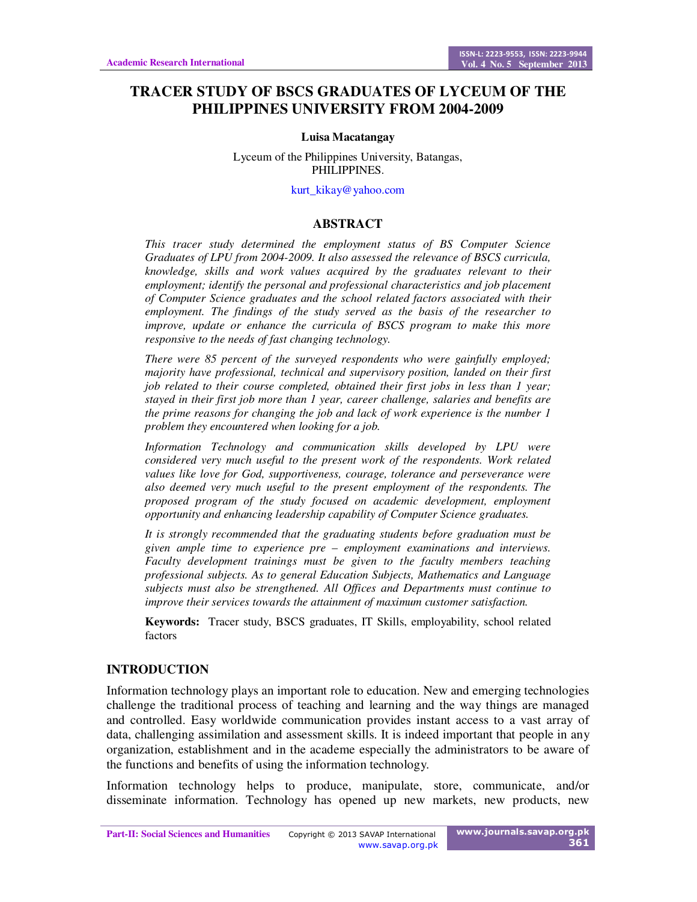# TRACER STUDY OF BSCS GRADUATES OF LYCEUM OF THE PHILIPPINES UNIVERSITY FROM 2004-2009

**Luisa Macatangay**

Lyceum of the Philippines University, Batangas,
PHILIPPINES.

kurt_kikay@yahoo.com

## ABSTRACT

*This tracer study determined the employment status of BS Computer Science Graduates of LPU from 2004-2009. It also assessed the relevance of BSCS curricula, knowledge, skills and work values acquired by the graduates relevant to their employment; identify the personal and professional characteristics and job placement of Computer Science graduates and the school related factors associated with their employment. The findings of the study served as the basis of the researcher to improve, update or enhance the curricula of BSCS program to make this more responsive to the needs of fast changing technology.*

*There were 85 percent of the surveyed respondents who were gainfully employed; majority have professional, technical and supervisory position, landed on their first job related to their course completed, obtained their first jobs in less than 1 year; stayed in their first job more than 1 year, career challenge, salaries and benefits are the prime reasons for changing the job and lack of work experience is the number 1 problem they encountered when looking for a job.*

*Information Technology and communication skills developed by LPU were considered very much useful to the present work of the respondents. Work related values like love for God, supportiveness, courage, tolerance and perseverance were also deemed very much useful to the present employment of the respondents. The proposed program of the study focused on academic development, employment opportunity and enhancing leadership capability of Computer Science graduates.*

*It is strongly recommended that the graduating students before graduation must be given ample time to experience pre – employment examinations and interviews. Faculty development trainings must be given to the faculty members teaching professional subjects. As to general Education Subjects, Mathematics and Language subjects must also be strengthened. All Offices and Departments must continue to improve their services towards the attainment of maximum customer satisfaction.*

**Keywords:** Tracer study, BSCS graduates, IT Skills, employability, school related factors

## INTRODUCTION

Information technology plays an important role to education. New and emerging technologies challenge the traditional process of teaching and learning and the way things are managed and controlled. Easy worldwide communication provides instant access to a vast array of data, challenging assimilation and assessment skills. It is indeed important that people in any organization, establishment and in the academe especially the administrators to be aware of the functions and benefits of using the information technology.

Information technology helps to produce, manipulate, store, communicate, and/or disseminate information. Technology has opened up new markets, new products, new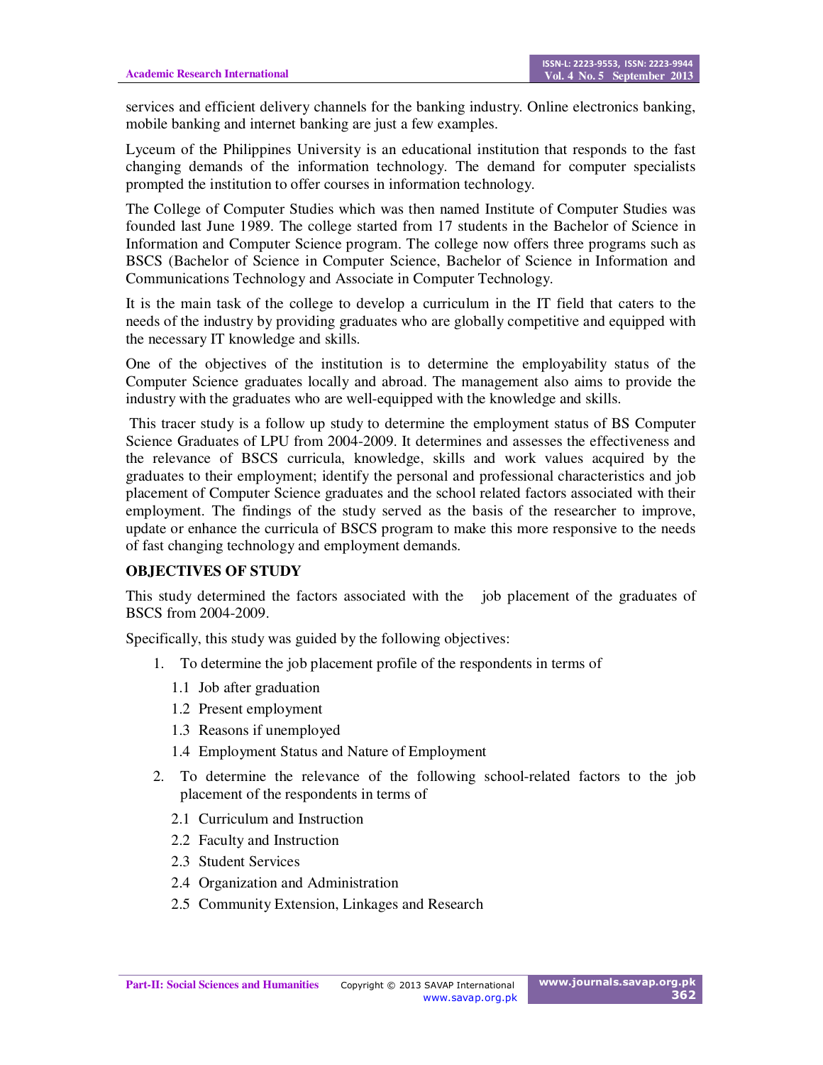services and efficient delivery channels for the banking industry. Online electronics banking, mobile banking and internet banking are just a few examples.

Lyceum of the Philippines University is an educational institution that responds to the fast changing demands of the information technology. The demand for computer specialists prompted the institution to offer courses in information technology.

The College of Computer Studies which was then named Institute of Computer Studies was founded last June 1989. The college started from 17 students in the Bachelor of Science in Information and Computer Science program. The college now offers three programs such as BSCS (Bachelor of Science in Computer Science, Bachelor of Science in Information and Communications Technology and Associate in Computer Technology.

It is the main task of the college to develop a curriculum in the IT field that caters to the needs of the industry by providing graduates who are globally competitive and equipped with the necessary IT knowledge and skills.

One of the objectives of the institution is to determine the employability status of the Computer Science graduates locally and abroad. The management also aims to provide the industry with the graduates who are well-equipped with the knowledge and skills.

This tracer study is a follow up study to determine the employment status of BS Computer Science Graduates of LPU from 2004-2009. It determines and assesses the effectiveness and the relevance of BSCS curricula, knowledge, skills and work values acquired by the graduates to their employment; identify the personal and professional characteristics and job placement of Computer Science graduates and the school related factors associated with their employment. The findings of the study served as the basis of the researcher to improve, update or enhance the curricula of BSCS program to make this more responsive to the needs of fast changing technology and employment demands.

## OBJECTIVES OF STUDY

This study determined the factors associated with the job placement of the graduates of BSCS from 2004-2009.

Specifically, this study was guided by the following objectives:

1. To determine the job placement profile of the respondents in terms of
   - 1.1 Job after graduation
   - 1.2 Present employment
   - 1.3 Reasons if unemployed
   - 1.4 Employment Status and Nature of Employment
2. To determine the relevance of the following school-related factors to the job placement of the respondents in terms of
   - 2.1 Curriculum and Instruction
   - 2.2 Faculty and Instruction
   - 2.3 Student Services
   - 2.4 Organization and Administration
   - 2.5 Community Extension, Linkages and Research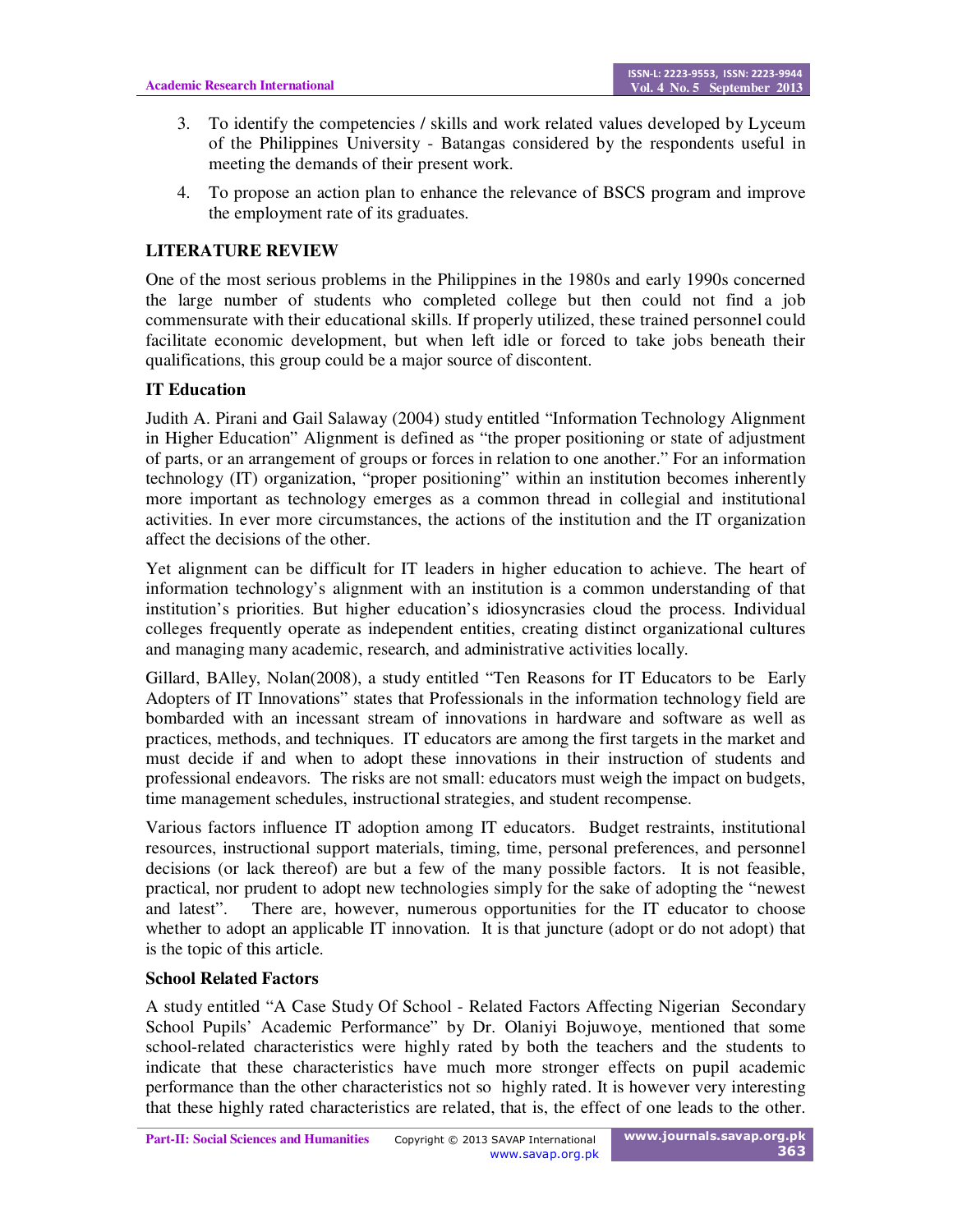3. To identify the competencies / skills and work related values developed by Lyceum of the Philippines University - Batangas considered by the respondents useful in meeting the demands of their present work.
4. To propose an action plan to enhance the relevance of BSCS program and improve the employment rate of its graduates.

## LITERATURE REVIEW

One of the most serious problems in the Philippines in the 1980s and early 1990s concerned the large number of students who completed college but then could not find a job commensurate with their educational skills. If properly utilized, these trained personnel could facilitate economic development, but when left idle or forced to take jobs beneath their qualifications, this group could be a major source of discontent.

### IT Education

Judith A. Pirani and Gail Salaway (2004) study entitled "Information Technology Alignment in Higher Education" Alignment is defined as "the proper positioning or state of adjustment of parts, or an arrangement of groups or forces in relation to one another." For an information technology (IT) organization, "proper positioning" within an institution becomes inherently more important as technology emerges as a common thread in collegial and institutional activities. In ever more circumstances, the actions of the institution and the IT organization affect the decisions of the other.

Yet alignment can be difficult for IT leaders in higher education to achieve. The heart of information technology's alignment with an institution is a common understanding of that institution's priorities. But higher education's idiosyncrasies cloud the process. Individual colleges frequently operate as independent entities, creating distinct organizational cultures and managing many academic, research, and administrative activities locally.

Gillard, BAlley, Nolan(2008), a study entitled "Ten Reasons for IT Educators to be Early Adopters of IT Innovations" states that Professionals in the information technology field are bombarded with an incessant stream of innovations in hardware and software as well as practices, methods, and techniques. IT educators are among the first targets in the market and must decide if and when to adopt these innovations in their instruction of students and professional endeavors. The risks are not small: educators must weigh the impact on budgets, time management schedules, instructional strategies, and student recompense.

Various factors influence IT adoption among IT educators. Budget restraints, institutional resources, instructional support materials, timing, time, personal preferences, and personnel decisions (or lack thereof) are but a few of the many possible factors. It is not feasible, practical, nor prudent to adopt new technologies simply for the sake of adopting the "newest and latest". There are, however, numerous opportunities for the IT educator to choose whether to adopt an applicable IT innovation. It is that juncture (adopt or do not adopt) that is the topic of this article.

### School Related Factors

A study entitled "A Case Study Of School - Related Factors Affecting Nigerian Secondary School Pupils' Academic Performance" by Dr. Olaniyi Bojuwoye, mentioned that some school-related characteristics were highly rated by both the teachers and the students to indicate that these characteristics have much more stronger effects on pupil academic performance than the other characteristics not so highly rated. It is however very interesting that these highly rated characteristics are related, that is, the effect of one leads to the other.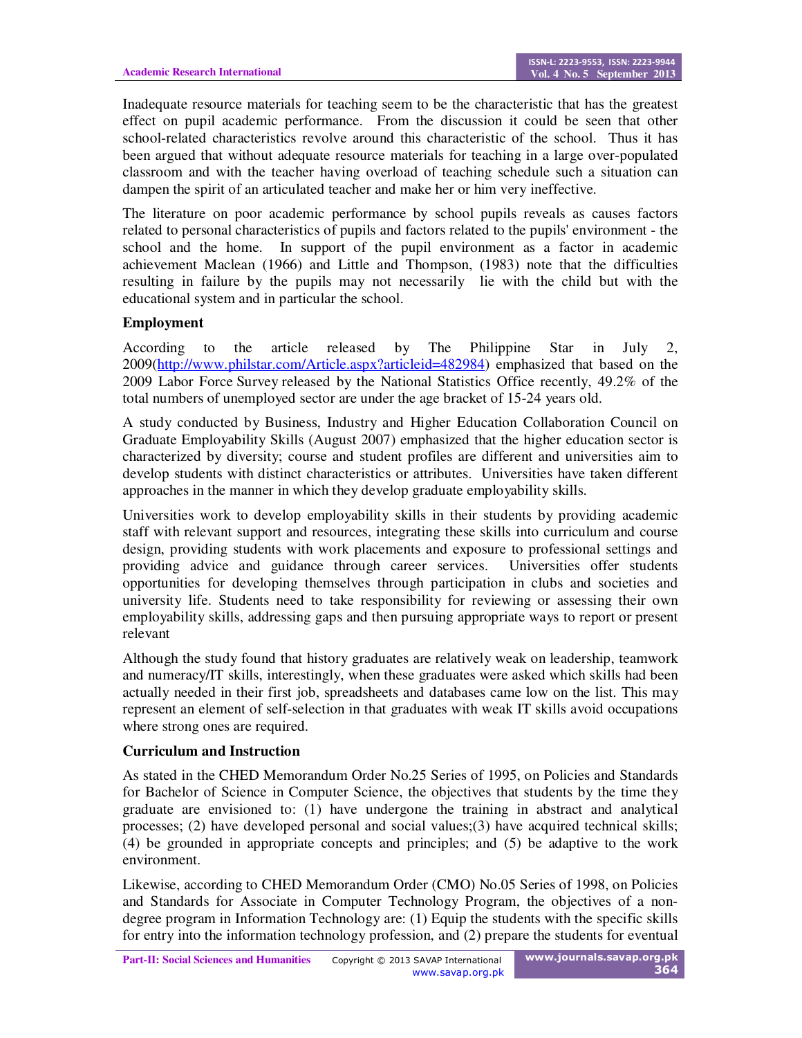Inadequate resource materials for teaching seem to be the characteristic that has the greatest effect on pupil academic performance. From the discussion it could be seen that other school-related characteristics revolve around this characteristic of the school. Thus it has been argued that without adequate resource materials for teaching in a large over-populated classroom and with the teacher having overload of teaching schedule such a situation can dampen the spirit of an articulated teacher and make her or him very ineffective.

The literature on poor academic performance by school pupils reveals as causes factors related to personal characteristics of pupils and factors related to the pupils' environment - the school and the home. In support of the pupil environment as a factor in academic achievement Maclean (1966) and Little and Thompson, (1983) note that the difficulties resulting in failure by the pupils may not necessarily lie with the child but with the educational system and in particular the school.

**Employment**

According to the article released by The Philippine Star in July 2, 2009(http://www.philstar.com/Article.aspx?articleid=482984) emphasized that based on the 2009 Labor Force Survey released by the National Statistics Office recently, 49.2% of the total numbers of unemployed sector are under the age bracket of 15-24 years old.

A study conducted by Business, Industry and Higher Education Collaboration Council on Graduate Employability Skills (August 2007) emphasized that the higher education sector is characterized by diversity; course and student profiles are different and universities aim to develop students with distinct characteristics or attributes. Universities have taken different approaches in the manner in which they develop graduate employability skills.

Universities work to develop employability skills in their students by providing academic staff with relevant support and resources, integrating these skills into curriculum and course design, providing students with work placements and exposure to professional settings and providing advice and guidance through career services. Universities offer students opportunities for developing themselves through participation in clubs and societies and university life. Students need to take responsibility for reviewing or assessing their own employability skills, addressing gaps and then pursuing appropriate ways to report or present relevant

Although the study found that history graduates are relatively weak on leadership, teamwork and numeracy/IT skills, interestingly, when these graduates were asked which skills had been actually needed in their first job, spreadsheets and databases came low on the list. This may represent an element of self-selection in that graduates with weak IT skills avoid occupations where strong ones are required.

**Curriculum and Instruction**

As stated in the CHED Memorandum Order No.25 Series of 1995, on Policies and Standards for Bachelor of Science in Computer Science, the objectives that students by the time they graduate are envisioned to: (1) have undergone the training in abstract and analytical processes; (2) have developed personal and social values;(3) have acquired technical skills; (4) be grounded in appropriate concepts and principles; and (5) be adaptive to the work environment.

Likewise, according to CHED Memorandum Order (CMO) No.05 Series of 1998, on Policies and Standards for Associate in Computer Technology Program, the objectives of a non-degree program in Information Technology are: (1) Equip the students with the specific skills for entry into the information technology profession, and (2) prepare the students for eventual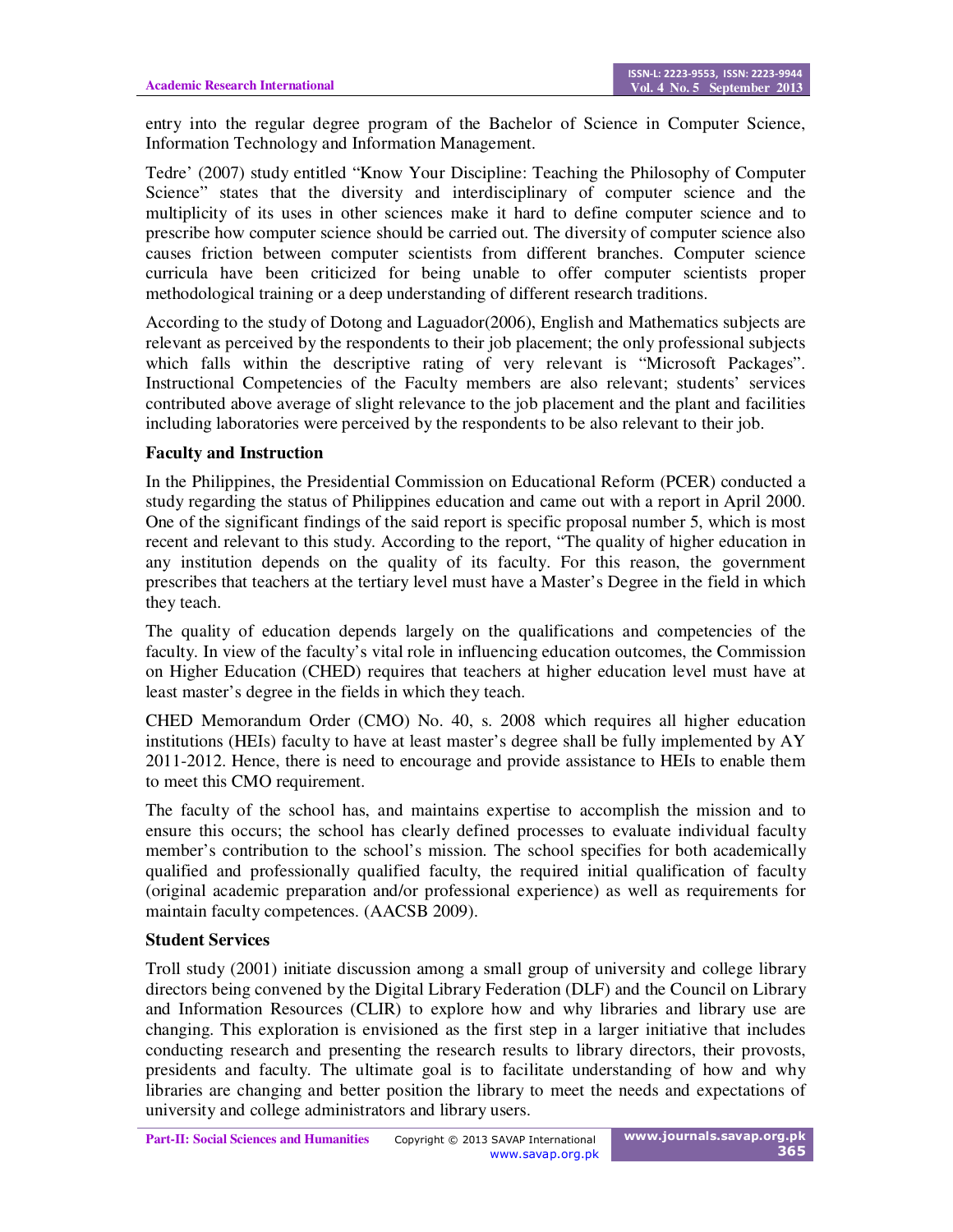entry into the regular degree program of the Bachelor of Science in Computer Science, Information Technology and Information Management.

Tedre' (2007) study entitled "Know Your Discipline: Teaching the Philosophy of Computer Science" states that the diversity and interdisciplinary of computer science and the multiplicity of its uses in other sciences make it hard to define computer science and to prescribe how computer science should be carried out. The diversity of computer science also causes friction between computer scientists from different branches. Computer science curricula have been criticized for being unable to offer computer scientists proper methodological training or a deep understanding of different research traditions.

According to the study of Dotong and Laguador(2006), English and Mathematics subjects are relevant as perceived by the respondents to their job placement; the only professional subjects which falls within the descriptive rating of very relevant is "Microsoft Packages". Instructional Competencies of the Faculty members are also relevant; students' services contributed above average of slight relevance to the job placement and the plant and facilities including laboratories were perceived by the respondents to be also relevant to their job.

## Faculty and Instruction

In the Philippines, the Presidential Commission on Educational Reform (PCER) conducted a study regarding the status of Philippines education and came out with a report in April 2000. One of the significant findings of the said report is specific proposal number 5, which is most recent and relevant to this study. According to the report, "The quality of higher education in any institution depends on the quality of its faculty. For this reason, the government prescribes that teachers at the tertiary level must have a Master's Degree in the field in which they teach.

The quality of education depends largely on the qualifications and competencies of the faculty. In view of the faculty's vital role in influencing education outcomes, the Commission on Higher Education (CHED) requires that teachers at higher education level must have at least master's degree in the fields in which they teach.

CHED Memorandum Order (CMO) No. 40, s. 2008 which requires all higher education institutions (HEIs) faculty to have at least master's degree shall be fully implemented by AY 2011-2012. Hence, there is need to encourage and provide assistance to HEIs to enable them to meet this CMO requirement.

The faculty of the school has, and maintains expertise to accomplish the mission and to ensure this occurs; the school has clearly defined processes to evaluate individual faculty member's contribution to the school's mission. The school specifies for both academically qualified and professionally qualified faculty, the required initial qualification of faculty (original academic preparation and/or professional experience) as well as requirements for maintain faculty competences. (AACSB 2009).

## Student Services

Troll study (2001) initiate discussion among a small group of university and college library directors being convened by the Digital Library Federation (DLF) and the Council on Library and Information Resources (CLIR) to explore how and why libraries and library use are changing. This exploration is envisioned as the first step in a larger initiative that includes conducting research and presenting the research results to library directors, their provosts, presidents and faculty. The ultimate goal is to facilitate understanding of how and why libraries are changing and better position the library to meet the needs and expectations of university and college administrators and library users.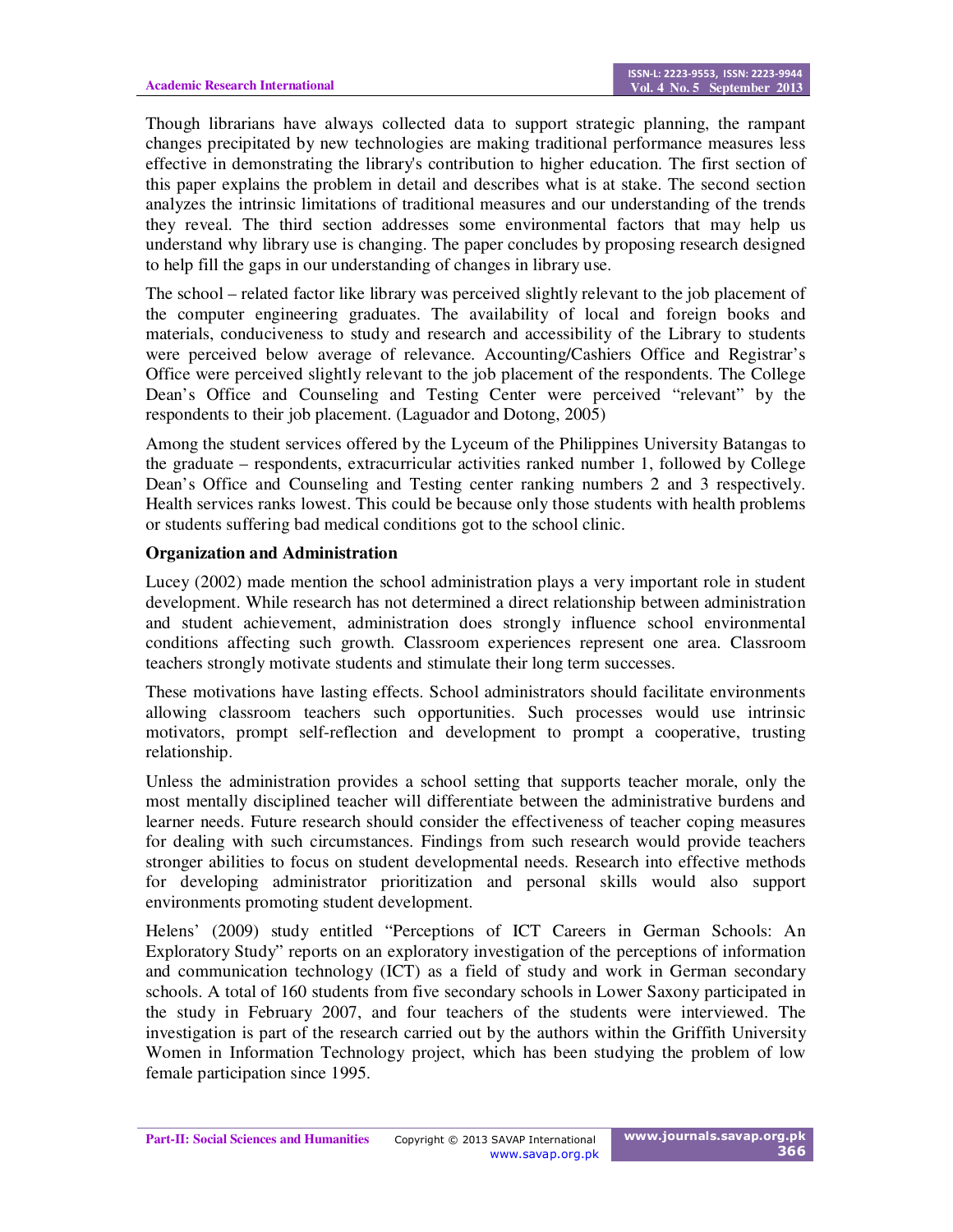Though librarians have always collected data to support strategic planning, the rampant changes precipitated by new technologies are making traditional performance measures less effective in demonstrating the library's contribution to higher education. The first section of this paper explains the problem in detail and describes what is at stake. The second section analyzes the intrinsic limitations of traditional measures and our understanding of the trends they reveal. The third section addresses some environmental factors that may help us understand why library use is changing. The paper concludes by proposing research designed to help fill the gaps in our understanding of changes in library use.

The school – related factor like library was perceived slightly relevant to the job placement of the computer engineering graduates. The availability of local and foreign books and materials, conduciveness to study and research and accessibility of the Library to students were perceived below average of relevance. Accounting/Cashiers Office and Registrar's Office were perceived slightly relevant to the job placement of the respondents. The College Dean's Office and Counseling and Testing Center were perceived "relevant" by the respondents to their job placement. (Laguador and Dotong, 2005)

Among the student services offered by the Lyceum of the Philippines University Batangas to the graduate – respondents, extracurricular activities ranked number 1, followed by College Dean's Office and Counseling and Testing center ranking numbers 2 and 3 respectively. Health services ranks lowest. This could be because only those students with health problems or students suffering bad medical conditions got to the school clinic.

**Organization and Administration**

Lucey (2002) made mention the school administration plays a very important role in student development. While research has not determined a direct relationship between administration and student achievement, administration does strongly influence school environmental conditions affecting such growth. Classroom experiences represent one area. Classroom teachers strongly motivate students and stimulate their long term successes.

These motivations have lasting effects. School administrators should facilitate environments allowing classroom teachers such opportunities. Such processes would use intrinsic motivators, prompt self-reflection and development to prompt a cooperative, trusting relationship.

Unless the administration provides a school setting that supports teacher morale, only the most mentally disciplined teacher will differentiate between the administrative burdens and learner needs. Future research should consider the effectiveness of teacher coping measures for dealing with such circumstances. Findings from such research would provide teachers stronger abilities to focus on student developmental needs. Research into effective methods for developing administrator prioritization and personal skills would also support environments promoting student development.

Helens' (2009) study entitled "Perceptions of ICT Careers in German Schools: An Exploratory Study" reports on an exploratory investigation of the perceptions of information and communication technology (ICT) as a field of study and work in German secondary schools. A total of 160 students from five secondary schools in Lower Saxony participated in the study in February 2007, and four teachers of the students were interviewed. The investigation is part of the research carried out by the authors within the Griffith University Women in Information Technology project, which has been studying the problem of low female participation since 1995.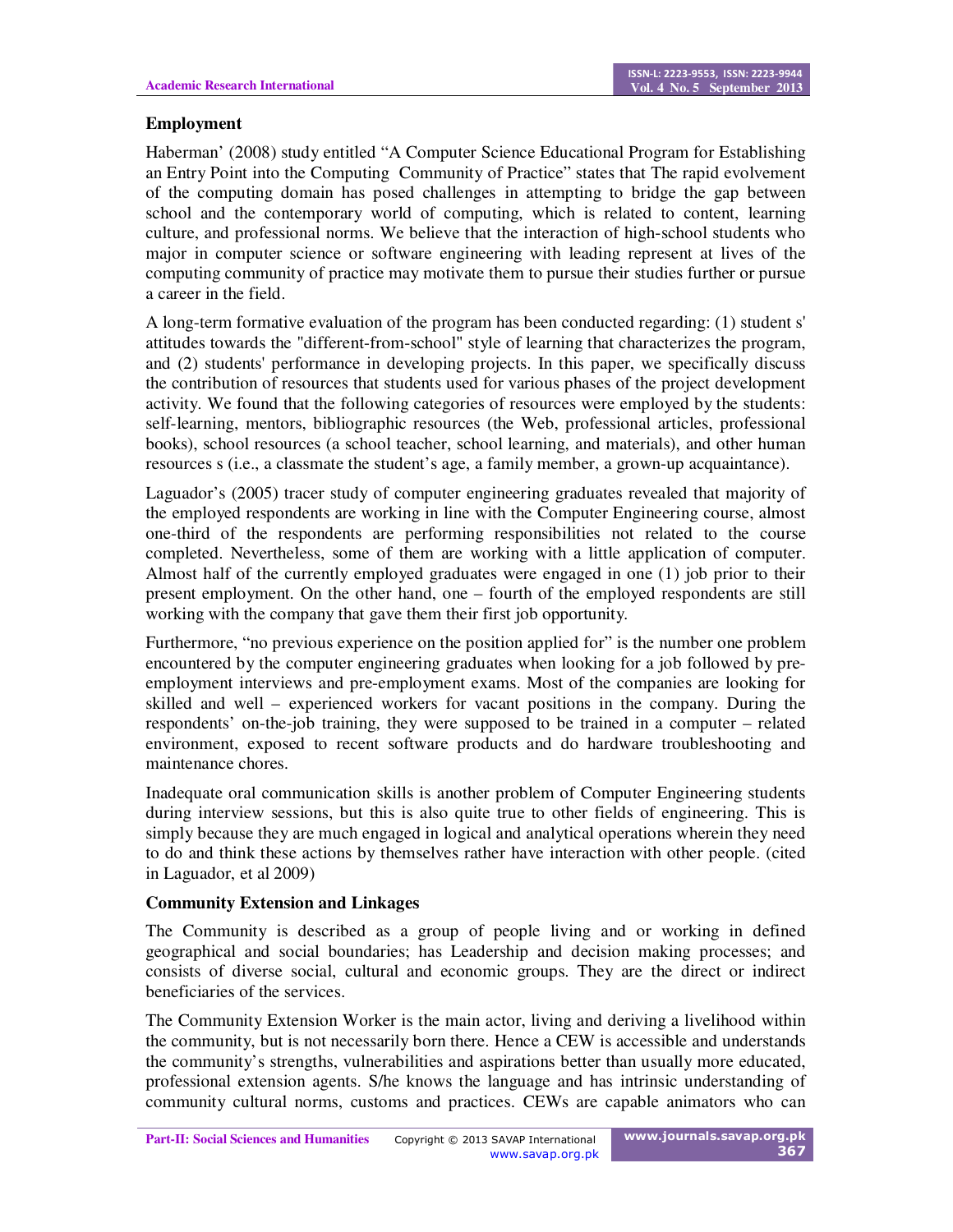**Employment**

Haberman' (2008) study entitled "A Computer Science Educational Program for Establishing an Entry Point into the Computing Community of Practice" states that The rapid evolvement of the computing domain has posed challenges in attempting to bridge the gap between school and the contemporary world of computing, which is related to content, learning culture, and professional norms. We believe that the interaction of high-school students who major in computer science or software engineering with leading represent at lives of the computing community of practice may motivate them to pursue their studies further or pursue a career in the field.

A long-term formative evaluation of the program has been conducted regarding: (1) student s' attitudes towards the "different-from-school" style of learning that characterizes the program, and (2) students' performance in developing projects. In this paper, we specifically discuss the contribution of resources that students used for various phases of the project development activity. We found that the following categories of resources were employed by the students: self-learning, mentors, bibliographic resources (the Web, professional articles, professional books), school resources (a school teacher, school learning, and materials), and other human resources s (i.e., a classmate the student's age, a family member, a grown-up acquaintance).

Laguador's (2005) tracer study of computer engineering graduates revealed that majority of the employed respondents are working in line with the Computer Engineering course, almost one-third of the respondents are performing responsibilities not related to the course completed. Nevertheless, some of them are working with a little application of computer. Almost half of the currently employed graduates were engaged in one (1) job prior to their present employment. On the other hand, one – fourth of the employed respondents are still working with the company that gave them their first job opportunity.

Furthermore, "no previous experience on the position applied for" is the number one problem encountered by the computer engineering graduates when looking for a job followed by pre-employment interviews and pre-employment exams. Most of the companies are looking for skilled and well – experienced workers for vacant positions in the company. During the respondents' on-the-job training, they were supposed to be trained in a computer – related environment, exposed to recent software products and do hardware troubleshooting and maintenance chores.

Inadequate oral communication skills is another problem of Computer Engineering students during interview sessions, but this is also quite true to other fields of engineering. This is simply because they are much engaged in logical and analytical operations wherein they need to do and think these actions by themselves rather have interaction with other people. (cited in Laguador, et al 2009)

**Community Extension and Linkages**

The Community is described as a group of people living and or working in defined geographical and social boundaries; has Leadership and decision making processes; and consists of diverse social, cultural and economic groups. They are the direct or indirect beneficiaries of the services.

The Community Extension Worker is the main actor, living and deriving a livelihood within the community, but is not necessarily born there. Hence a CEW is accessible and understands the community's strengths, vulnerabilities and aspirations better than usually more educated, professional extension agents. S/he knows the language and has intrinsic understanding of community cultural norms, customs and practices. CEWs are capable animators who can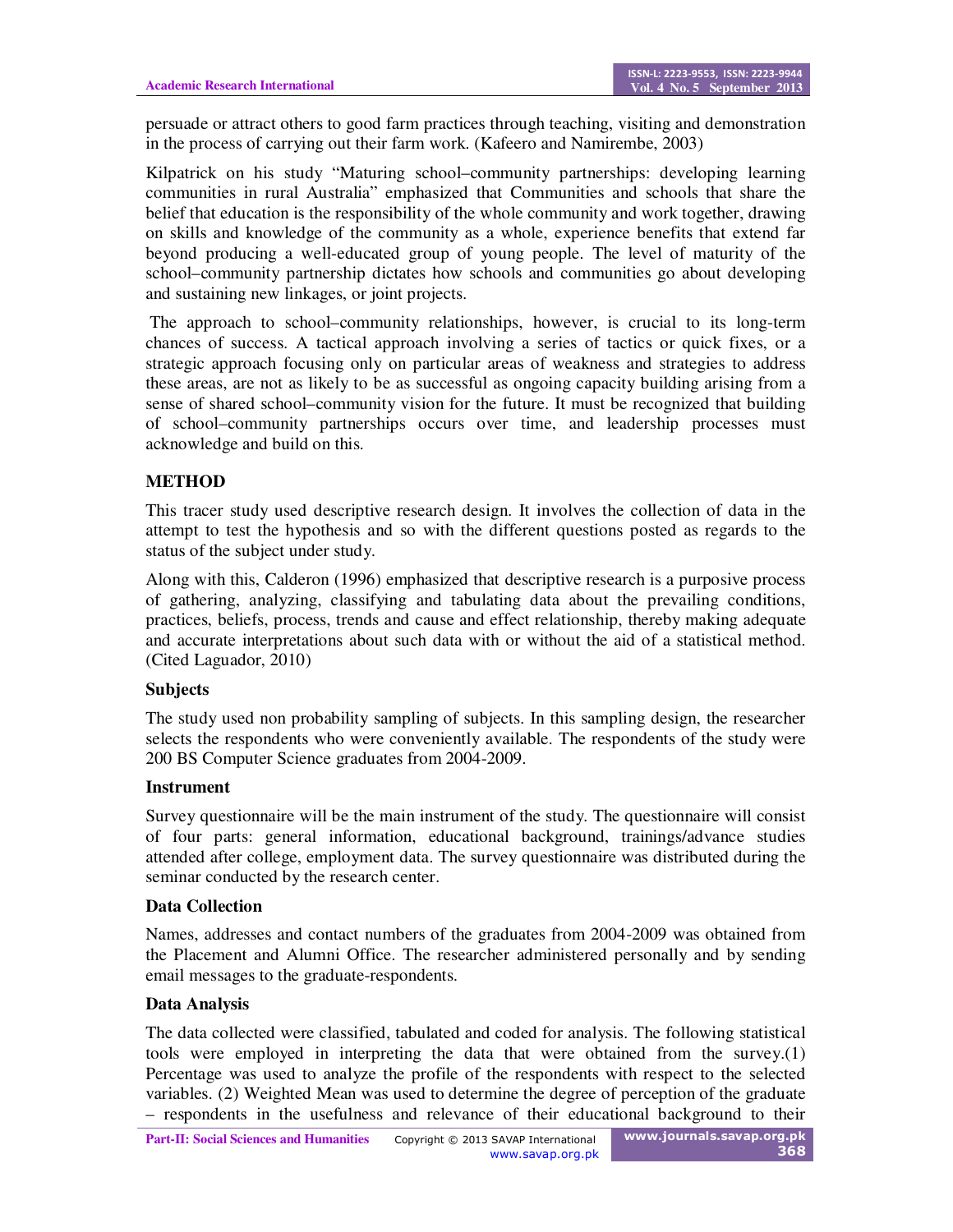persuade or attract others to good farm practices through teaching, visiting and demonstration in the process of carrying out their farm work. (Kafeero and Namirembe, 2003)

Kilpatrick on his study "Maturing school–community partnerships: developing learning communities in rural Australia" emphasized that Communities and schools that share the belief that education is the responsibility of the whole community and work together, drawing on skills and knowledge of the community as a whole, experience benefits that extend far beyond producing a well-educated group of young people. The level of maturity of the school–community partnership dictates how schools and communities go about developing and sustaining new linkages, or joint projects.

The approach to school–community relationships, however, is crucial to its long-term chances of success. A tactical approach involving a series of tactics or quick fixes, or a strategic approach focusing only on particular areas of weakness and strategies to address these areas, are not as likely to be as successful as ongoing capacity building arising from a sense of shared school–community vision for the future. It must be recognized that building of school–community partnerships occurs over time, and leadership processes must acknowledge and build on this.

## METHOD

This tracer study used descriptive research design. It involves the collection of data in the attempt to test the hypothesis and so with the different questions posted as regards to the status of the subject under study.

Along with this, Calderon (1996) emphasized that descriptive research is a purposive process of gathering, analyzing, classifying and tabulating data about the prevailing conditions, practices, beliefs, process, trends and cause and effect relationship, thereby making adequate and accurate interpretations about such data with or without the aid of a statistical method. (Cited Laguador, 2010)

### Subjects

The study used non probability sampling of subjects. In this sampling design, the researcher selects the respondents who were conveniently available. The respondents of the study were 200 BS Computer Science graduates from 2004-2009.

### Instrument

Survey questionnaire will be the main instrument of the study. The questionnaire will consist of four parts: general information, educational background, trainings/advance studies attended after college, employment data. The survey questionnaire was distributed during the seminar conducted by the research center.

### Data Collection

Names, addresses and contact numbers of the graduates from 2004-2009 was obtained from the Placement and Alumni Office. The researcher administered personally and by sending email messages to the graduate-respondents.

### Data Analysis

The data collected were classified, tabulated and coded for analysis. The following statistical tools were employed in interpreting the data that were obtained from the survey.(1) Percentage was used to analyze the profile of the respondents with respect to the selected variables. (2) Weighted Mean was used to determine the degree of perception of the graduate – respondents in the usefulness and relevance of their educational background to their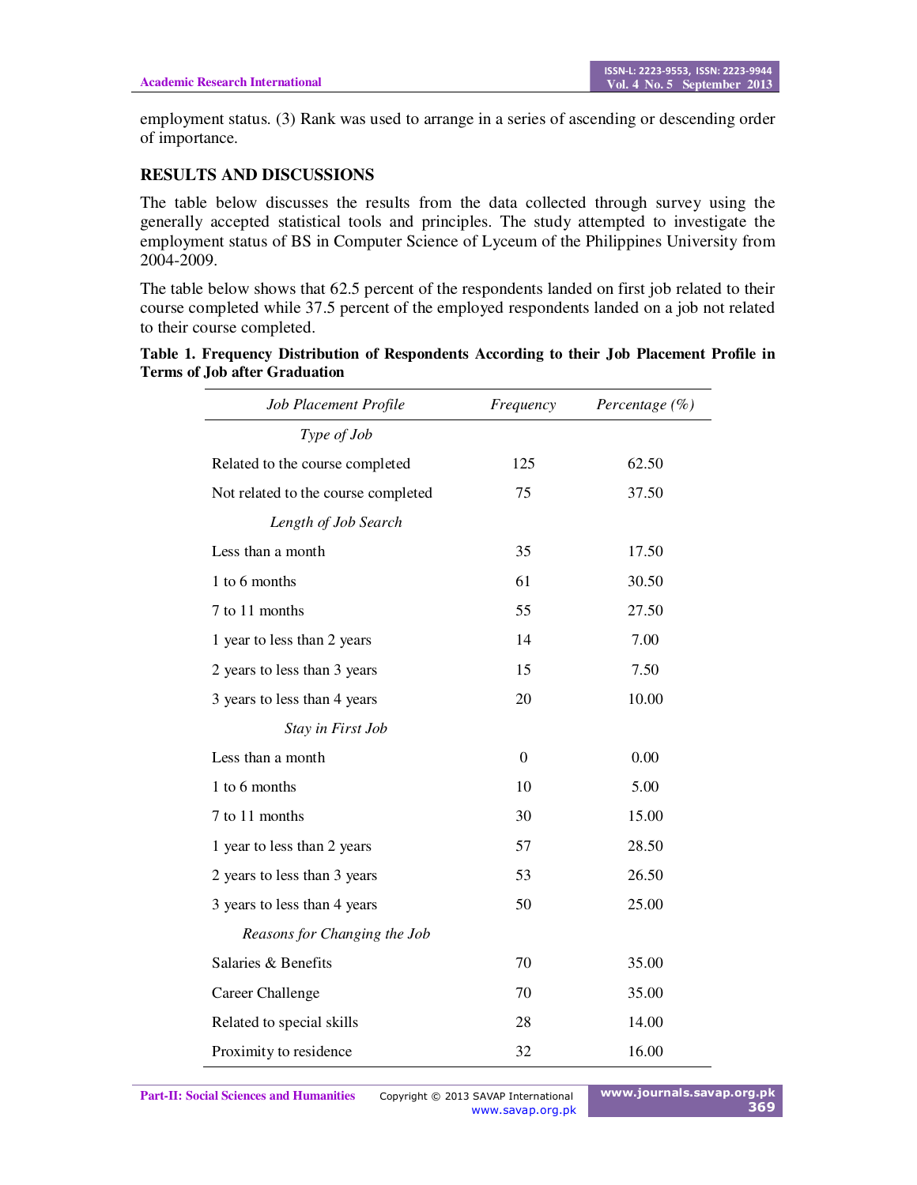employment status. (3) Rank was used to arrange in a series of ascending or descending order of importance.

## RESULTS AND DISCUSSIONS

The table below discusses the results from the data collected through survey using the generally accepted statistical tools and principles. The study attempted to investigate the employment status of BS in Computer Science of Lyceum of the Philippines University from 2004-2009.

The table below shows that 62.5 percent of the respondents landed on first job related to their course completed while 37.5 percent of the employed respondents landed on a job not related to their course completed.

**Table 1. Frequency Distribution of Respondents According to their Job Placement Profile in Terms of Job after Graduation**

| *Job Placement Profile* | *Frequency* | *Percentage (%)* |
|---|---|---|
| *Type of Job* | | |
| Related to the course completed | 125 | 62.50 |
| Not related to the course completed | 75 | 37.50 |
| *Length of Job Search* | | |
| Less than a month | 35 | 17.50 |
| 1 to 6 months | 61 | 30.50 |
| 7 to 11 months | 55 | 27.50 |
| 1 year to less than 2 years | 14 | 7.00 |
| 2 years to less than 3 years | 15 | 7.50 |
| 3 years to less than 4 years | 20 | 10.00 |
| *Stay in First Job* | | |
| Less than a month | 0 | 0.00 |
| 1 to 6 months | 10 | 5.00 |
| 7 to 11 months | 30 | 15.00 |
| 1 year to less than 2 years | 57 | 28.50 |
| 2 years to less than 3 years | 53 | 26.50 |
| 3 years to less than 4 years | 50 | 25.00 |
| *Reasons for Changing the Job* | | |
| Salaries & Benefits | 70 | 35.00 |
| Career Challenge | 70 | 35.00 |
| Related to special skills | 28 | 14.00 |
| Proximity to residence | 32 | 16.00 |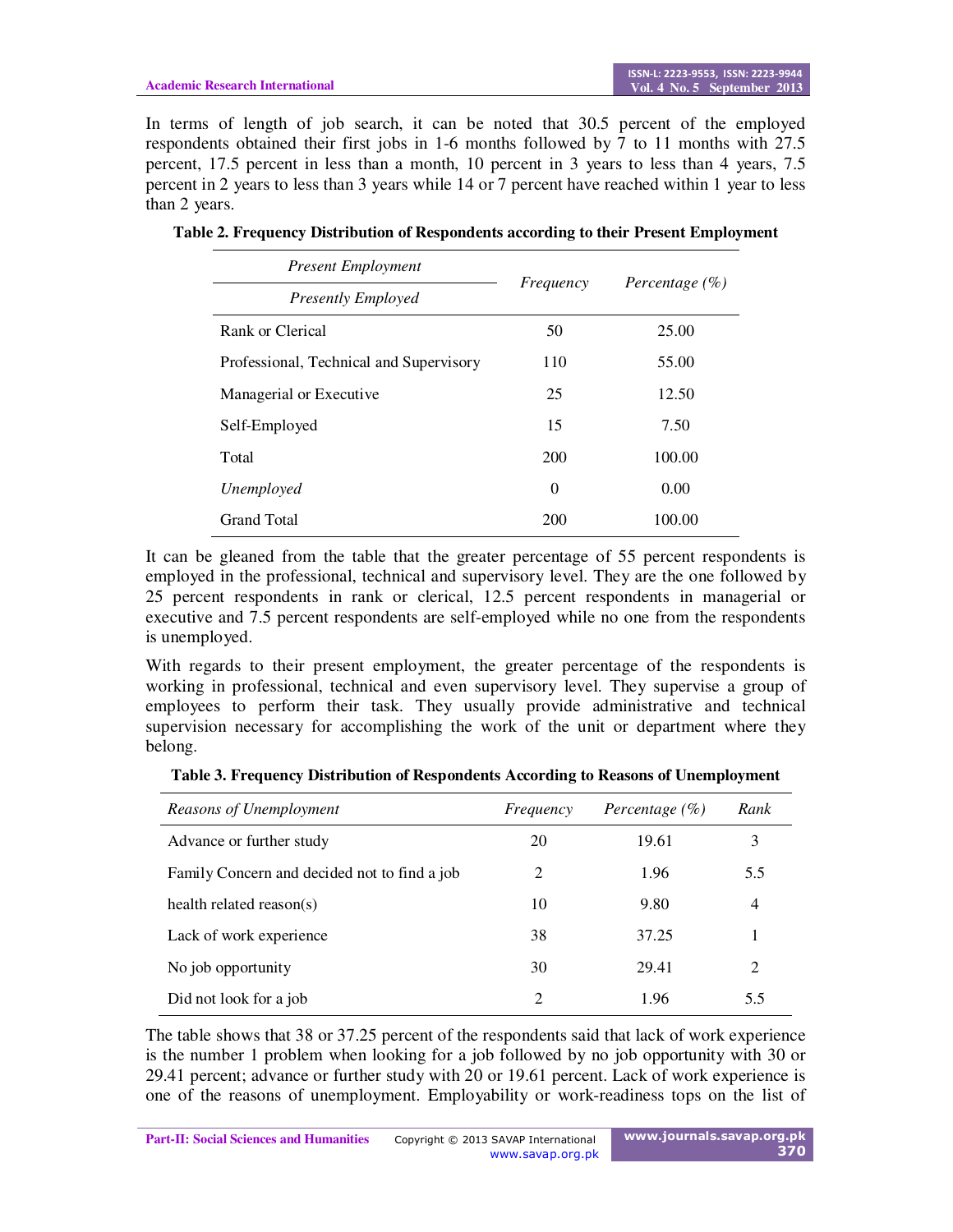In terms of length of job search, it can be noted that 30.5 percent of the employed respondents obtained their first jobs in 1-6 months followed by 7 to 11 months with 27.5 percent, 17.5 percent in less than a month, 10 percent in 3 years to less than 4 years, 7.5 percent in 2 years to less than 3 years while 14 or 7 percent have reached within 1 year to less than 2 years.

**Table 2. Frequency Distribution of Respondents according to their Present Employment**

| *Present Employment* | *Frequency* | *Percentage (%)* |
|---|---|---|
| *Presently Employed* | | |
| Rank or Clerical | 50 | 25.00 |
| Professional, Technical and Supervisory | 110 | 55.00 |
| Managerial or Executive | 25 | 12.50 |
| Self-Employed | 15 | 7.50 |
| Total | 200 | 100.00 |
| *Unemployed* | 0 | 0.00 |
| Grand Total | 200 | 100.00 |

It can be gleaned from the table that the greater percentage of 55 percent respondents is employed in the professional, technical and supervisory level. They are the one followed by 25 percent respondents in rank or clerical, 12.5 percent respondents in managerial or executive and 7.5 percent respondents are self-employed while no one from the respondents is unemployed.

With regards to their present employment, the greater percentage of the respondents is working in professional, technical and even supervisory level. They supervise a group of employees to perform their task. They usually provide administrative and technical supervision necessary for accomplishing the work of the unit or department where they belong.

**Table 3. Frequency Distribution of Respondents According to Reasons of Unemployment**

| *Reasons of Unemployment* | *Frequency* | *Percentage (%)* | *Rank* |
|---|---|---|---|
| Advance or further study | 20 | 19.61 | 3 |
| Family Concern and decided not to find a job | 2 | 1.96 | 5.5 |
| health related reason(s) | 10 | 9.80 | 4 |
| Lack of work experience | 38 | 37.25 | 1 |
| No job opportunity | 30 | 29.41 | 2 |
| Did not look for a job | 2 | 1.96 | 5.5 |

The table shows that 38 or 37.25 percent of the respondents said that lack of work experience is the number 1 problem when looking for a job followed by no job opportunity with 30 or 29.41 percent; advance or further study with 20 or 19.61 percent. Lack of work experience is one of the reasons of unemployment. Employability or work-readiness tops on the list of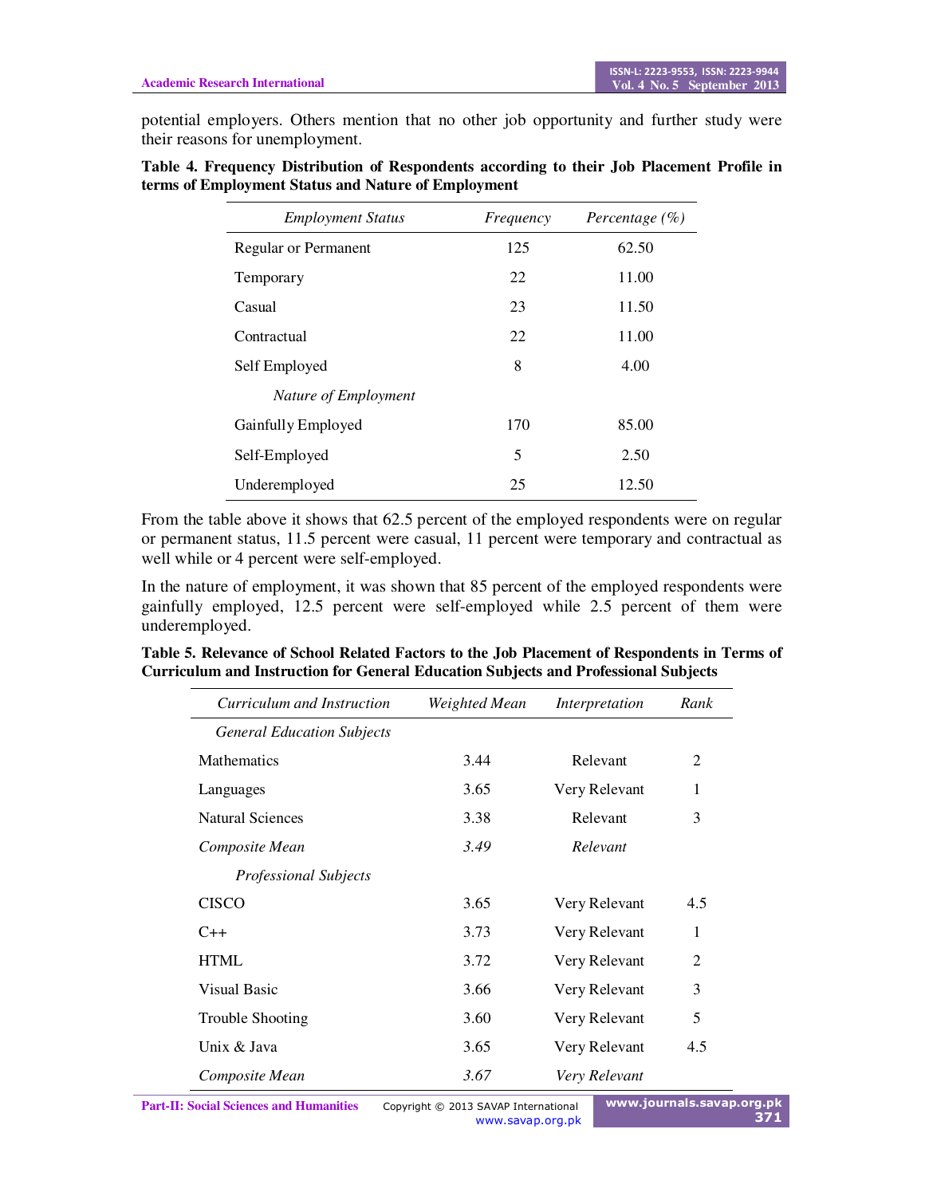potential employers. Others mention that no other job opportunity and further study were their reasons for unemployment.

**Table 4. Frequency Distribution of Respondents according to their Job Placement Profile in terms of Employment Status and Nature of Employment**

| *Employment Status* | *Frequency* | *Percentage (%)* |
|---|---|---|
| Regular or Permanent | 125 | 62.50 |
| Temporary | 22 | 11.00 |
| Casual | 23 | 11.50 |
| Contractual | 22 | 11.00 |
| Self Employed | 8 | 4.00 |
| *Nature of Employment* | | |
| Gainfully Employed | 170 | 85.00 |
| Self-Employed | 5 | 2.50 |
| Underemployed | 25 | 12.50 |

From the table above it shows that 62.5 percent of the employed respondents were on regular or permanent status, 11.5 percent were casual, 11 percent were temporary and contractual as well while or 4 percent were self-employed.

In the nature of employment, it was shown that 85 percent of the employed respondents were gainfully employed, 12.5 percent were self-employed while 2.5 percent of them were underemployed.

**Table 5. Relevance of School Related Factors to the Job Placement of Respondents in Terms of Curriculum and Instruction for General Education Subjects and Professional Subjects**

| *Curriculum and Instruction* | *Weighted Mean* | *Interpretation* | *Rank* |
|---|---|---|---|
| *General Education Subjects* | | | |
| Mathematics | 3.44 | Relevant | 2 |
| Languages | 3.65 | Very Relevant | 1 |
| Natural Sciences | 3.38 | Relevant | 3 |
| *Composite Mean* | *3.49* | *Relevant* | |
| *Professional Subjects* | | | |
| CISCO | 3.65 | Very Relevant | 4.5 |
| C++ | 3.73 | Very Relevant | 1 |
| HTML | 3.72 | Very Relevant | 2 |
| Visual Basic | 3.66 | Very Relevant | 3 |
| Trouble Shooting | 3.60 | Very Relevant | 5 |
| Unix & Java | 3.65 | Very Relevant | 4.5 |
| *Composite Mean* | *3.67* | *Very Relevant* | |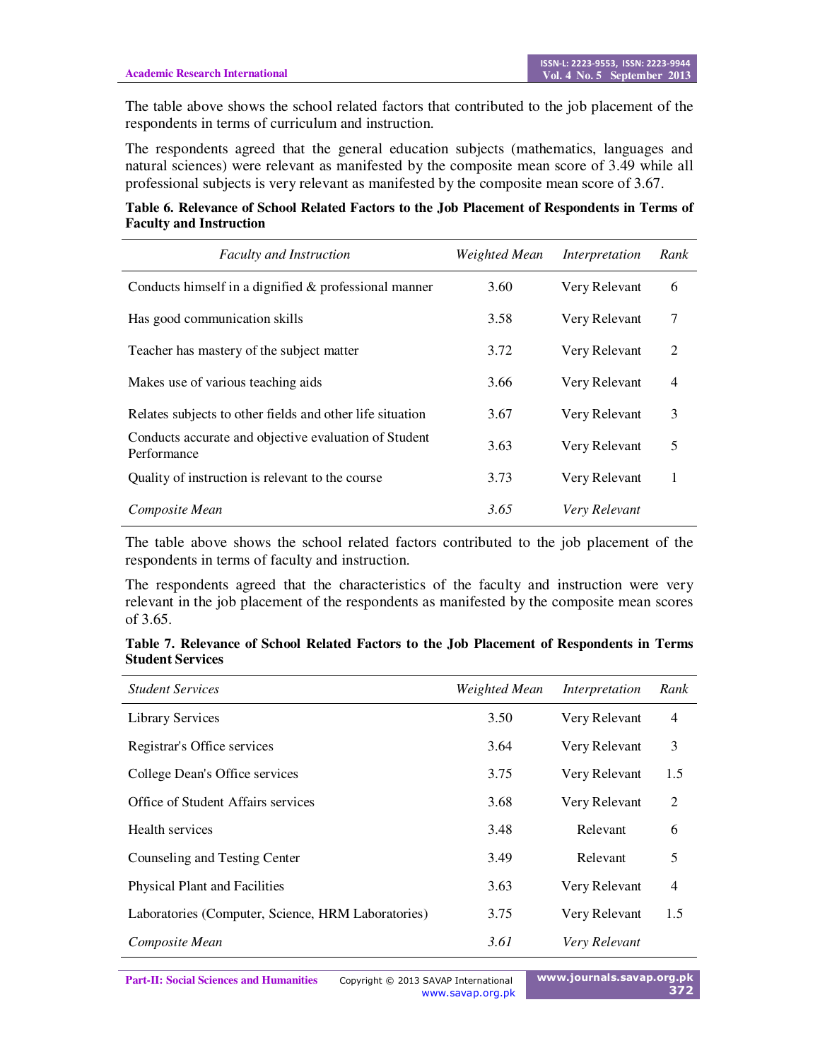The table above shows the school related factors that contributed to the job placement of the respondents in terms of curriculum and instruction.

The respondents agreed that the general education subjects (mathematics, languages and natural sciences) were relevant as manifested by the composite mean score of 3.49 while all professional subjects is very relevant as manifested by the composite mean score of 3.67.

**Table 6. Relevance of School Related Factors to the Job Placement of Respondents in Terms of Faculty and Instruction**

| *Faculty and Instruction* | *Weighted Mean* | *Interpretation* | *Rank* |
|---|---|---|---|
| Conducts himself in a dignified & professional manner | 3.60 | Very Relevant | 6 |
| Has good communication skills | 3.58 | Very Relevant | 7 |
| Teacher has mastery of the subject matter | 3.72 | Very Relevant | 2 |
| Makes use of various teaching aids | 3.66 | Very Relevant | 4 |
| Relates subjects to other fields and other life situation | 3.67 | Very Relevant | 3 |
| Conducts accurate and objective evaluation of Student Performance | 3.63 | Very Relevant | 5 |
| Quality of instruction is relevant to the course | 3.73 | Very Relevant | 1 |
| *Composite Mean* | *3.65* | *Very Relevant* | |

The table above shows the school related factors contributed to the job placement of the respondents in terms of faculty and instruction.

The respondents agreed that the characteristics of the faculty and instruction were very relevant in the job placement of the respondents as manifested by the composite mean scores of 3.65.

**Table 7. Relevance of School Related Factors to the Job Placement of Respondents in Terms Student Services**

| *Student Services* | *Weighted Mean* | *Interpretation* | *Rank* |
|---|---|---|---|
| Library Services | 3.50 | Very Relevant | 4 |
| Registrar's Office services | 3.64 | Very Relevant | 3 |
| College Dean's Office services | 3.75 | Very Relevant | 1.5 |
| Office of Student Affairs services | 3.68 | Very Relevant | 2 |
| Health services | 3.48 | Relevant | 6 |
| Counseling and Testing Center | 3.49 | Relevant | 5 |
| Physical Plant and Facilities | 3.63 | Very Relevant | 4 |
| Laboratories (Computer, Science, HRM Laboratories) | 3.75 | Very Relevant | 1.5 |
| *Composite Mean* | *3.61* | *Very Relevant* | |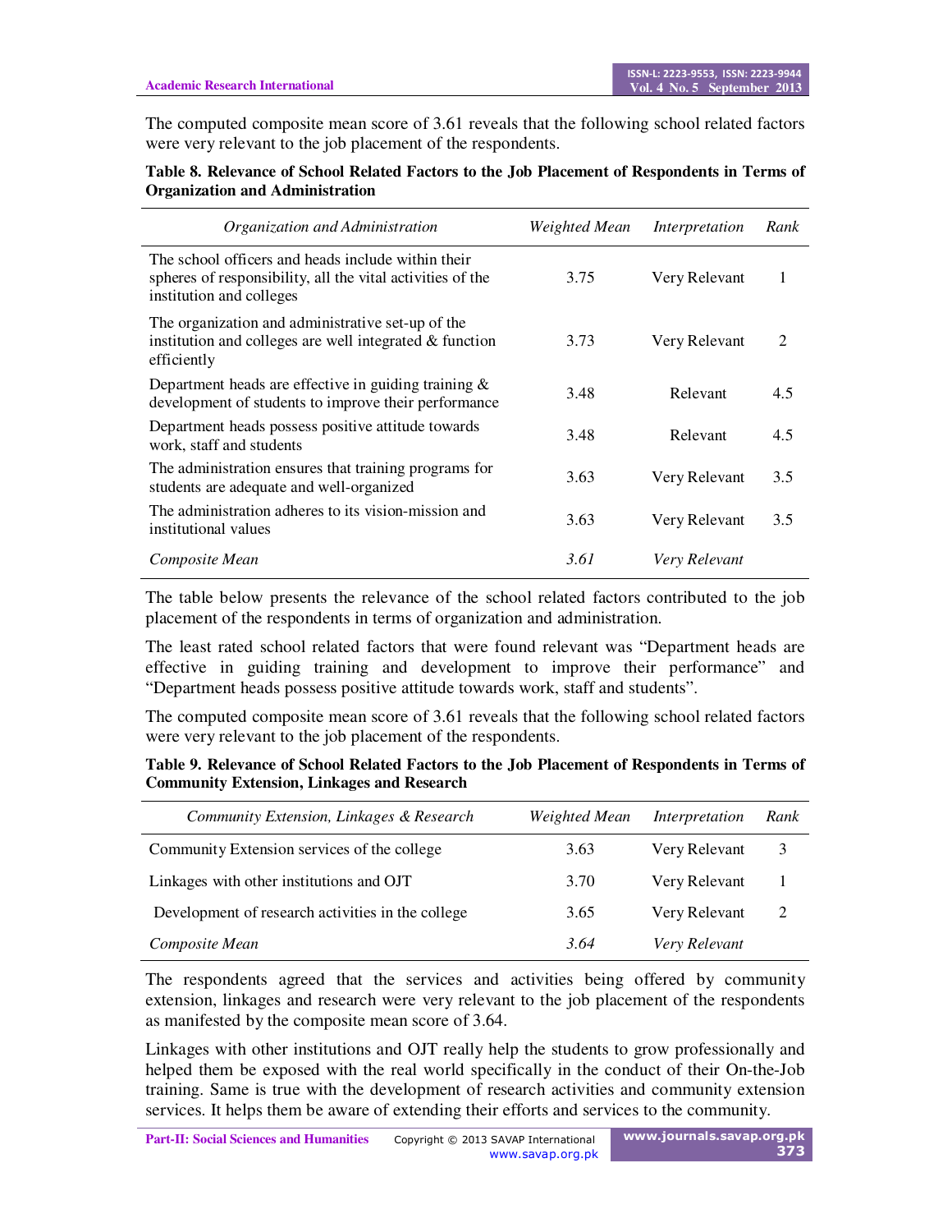The computed composite mean score of 3.61 reveals that the following school related factors were very relevant to the job placement of the respondents.

**Table 8. Relevance of School Related Factors to the Job Placement of Respondents in Terms of Organization and Administration**

| *Organization and Administration* | *Weighted Mean* | *Interpretation* | *Rank* |
|---|---|---|---|
| The school officers and heads include within their spheres of responsibility, all the vital activities of the institution and colleges | 3.75 | Very Relevant | 1 |
| The organization and administrative set-up of the institution and colleges are well integrated & function efficiently | 3.73 | Very Relevant | 2 |
| Department heads are effective in guiding training & development of students to improve their performance | 3.48 | Relevant | 4.5 |
| Department heads possess positive attitude towards work, staff and students | 3.48 | Relevant | 4.5 |
| The administration ensures that training programs for students are adequate and well-organized | 3.63 | Very Relevant | 3.5 |
| The administration adheres to its vision-mission and institutional values | 3.63 | Very Relevant | 3.5 |
| *Composite Mean* | *3.61* | *Very Relevant* | |

The table below presents the relevance of the school related factors contributed to the job placement of the respondents in terms of organization and administration.

The least rated school related factors that were found relevant was "Department heads are effective in guiding training and development to improve their performance" and "Department heads possess positive attitude towards work, staff and students".

The computed composite mean score of 3.61 reveals that the following school related factors were very relevant to the job placement of the respondents.

**Table 9. Relevance of School Related Factors to the Job Placement of Respondents in Terms of Community Extension, Linkages and Research**

| *Community Extension, Linkages & Research* | *Weighted Mean* | *Interpretation* | *Rank* |
|---|---|---|---|
| Community Extension services of the college | 3.63 | Very Relevant | 3 |
| Linkages with other institutions and OJT | 3.70 | Very Relevant | 1 |
| Development of research activities in the college | 3.65 | Very Relevant | 2 |
| *Composite Mean* | *3.64* | *Very Relevant* | |

The respondents agreed that the services and activities being offered by community extension, linkages and research were very relevant to the job placement of the respondents as manifested by the composite mean score of 3.64.

Linkages with other institutions and OJT really help the students to grow professionally and helped them be exposed with the real world specifically in the conduct of their On-the-Job training. Same is true with the development of research activities and community extension services. It helps them be aware of extending their efforts and services to the community.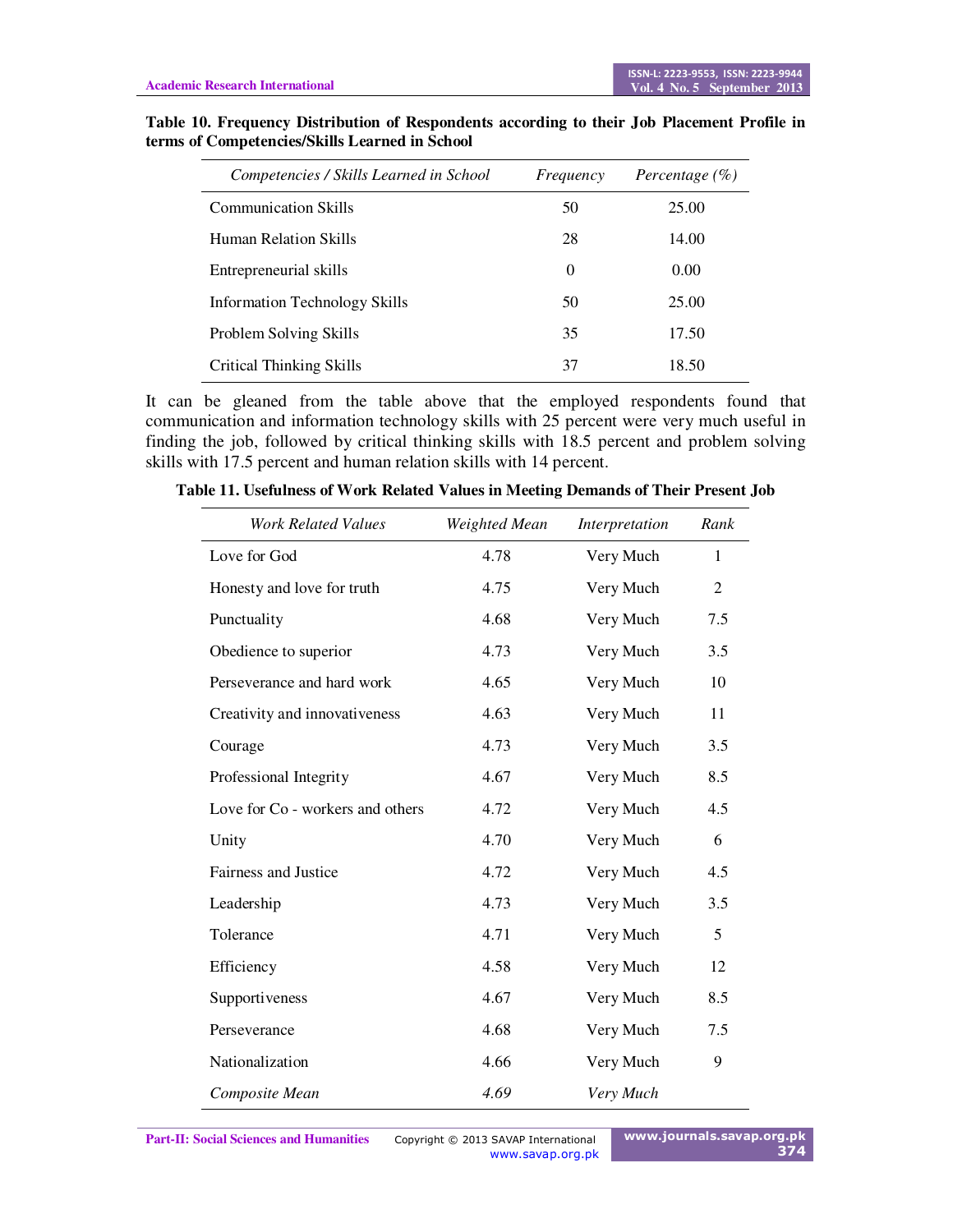**Table 10. Frequency Distribution of Respondents according to their Job Placement Profile in terms of Competencies/Skills Learned in School**

| *Competencies / Skills Learned in School* | *Frequency* | *Percentage (%)* |
|---|---|---|
| Communication Skills | 50 | 25.00 |
| Human Relation Skills | 28 | 14.00 |
| Entrepreneurial skills | 0 | 0.00 |
| Information Technology Skills | 50 | 25.00 |
| Problem Solving Skills | 35 | 17.50 |
| Critical Thinking Skills | 37 | 18.50 |

It can be gleaned from the table above that the employed respondents found that communication and information technology skills with 25 percent were very much useful in finding the job, followed by critical thinking skills with 18.5 percent and problem solving skills with 17.5 percent and human relation skills with 14 percent.

**Table 11. Usefulness of Work Related Values in Meeting Demands of Their Present Job**

| *Work Related Values* | *Weighted Mean* | *Interpretation* | *Rank* |
|---|---|---|---|
| Love for God | 4.78 | Very Much | 1 |
| Honesty and love for truth | 4.75 | Very Much | 2 |
| Punctuality | 4.68 | Very Much | 7.5 |
| Obedience to superior | 4.73 | Very Much | 3.5 |
| Perseverance and hard work | 4.65 | Very Much | 10 |
| Creativity and innovativeness | 4.63 | Very Much | 11 |
| Courage | 4.73 | Very Much | 3.5 |
| Professional Integrity | 4.67 | Very Much | 8.5 |
| Love for Co - workers and others | 4.72 | Very Much | 4.5 |
| Unity | 4.70 | Very Much | 6 |
| Fairness and Justice | 4.72 | Very Much | 4.5 |
| Leadership | 4.73 | Very Much | 3.5 |
| Tolerance | 4.71 | Very Much | 5 |
| Efficiency | 4.58 | Very Much | 12 |
| Supportiveness | 4.67 | Very Much | 8.5 |
| Perseverance | 4.68 | Very Much | 7.5 |
| Nationalization | 4.66 | Very Much | 9 |
| *Composite Mean* | *4.69* | *Very Much* | |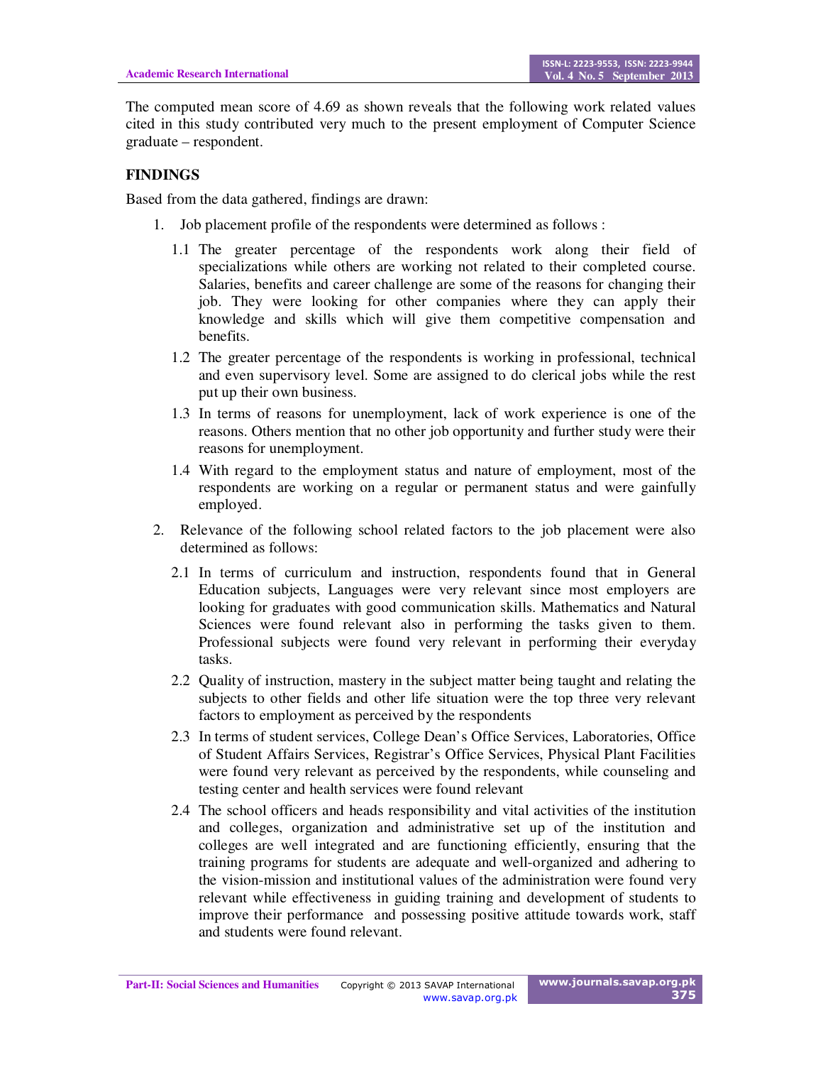The computed mean score of 4.69 as shown reveals that the following work related values cited in this study contributed very much to the present employment of Computer Science graduate – respondent.

## FINDINGS

Based from the data gathered, findings are drawn:

1. Job placement profile of the respondents were determined as follows :
   - 1.1 The greater percentage of the respondents work along their field of specializations while others are working not related to their completed course. Salaries, benefits and career challenge are some of the reasons for changing their job. They were looking for other companies where they can apply their knowledge and skills which will give them competitive compensation and benefits.
   - 1.2 The greater percentage of the respondents is working in professional, technical and even supervisory level. Some are assigned to do clerical jobs while the rest put up their own business.
   - 1.3 In terms of reasons for unemployment, lack of work experience is one of the reasons. Others mention that no other job opportunity and further study were their reasons for unemployment.
   - 1.4 With regard to the employment status and nature of employment, most of the respondents are working on a regular or permanent status and were gainfully employed.
2. Relevance of the following school related factors to the job placement were also determined as follows:
   - 2.1 In terms of curriculum and instruction, respondents found that in General Education subjects, Languages were very relevant since most employers are looking for graduates with good communication skills. Mathematics and Natural Sciences were found relevant also in performing the tasks given to them. Professional subjects were found very relevant in performing their everyday tasks.
   - 2.2 Quality of instruction, mastery in the subject matter being taught and relating the subjects to other fields and other life situation were the top three very relevant factors to employment as perceived by the respondents
   - 2.3 In terms of student services, College Dean's Office Services, Laboratories, Office of Student Affairs Services, Registrar's Office Services, Physical Plant Facilities were found very relevant as perceived by the respondents, while counseling and testing center and health services were found relevant
   - 2.4 The school officers and heads responsibility and vital activities of the institution and colleges, organization and administrative set up of the institution and colleges are well integrated and are functioning efficiently, ensuring that the training programs for students are adequate and well-organized and adhering to the vision-mission and institutional values of the administration were found very relevant while effectiveness in guiding training and development of students to improve their performance and possessing positive attitude towards work, staff and students were found relevant.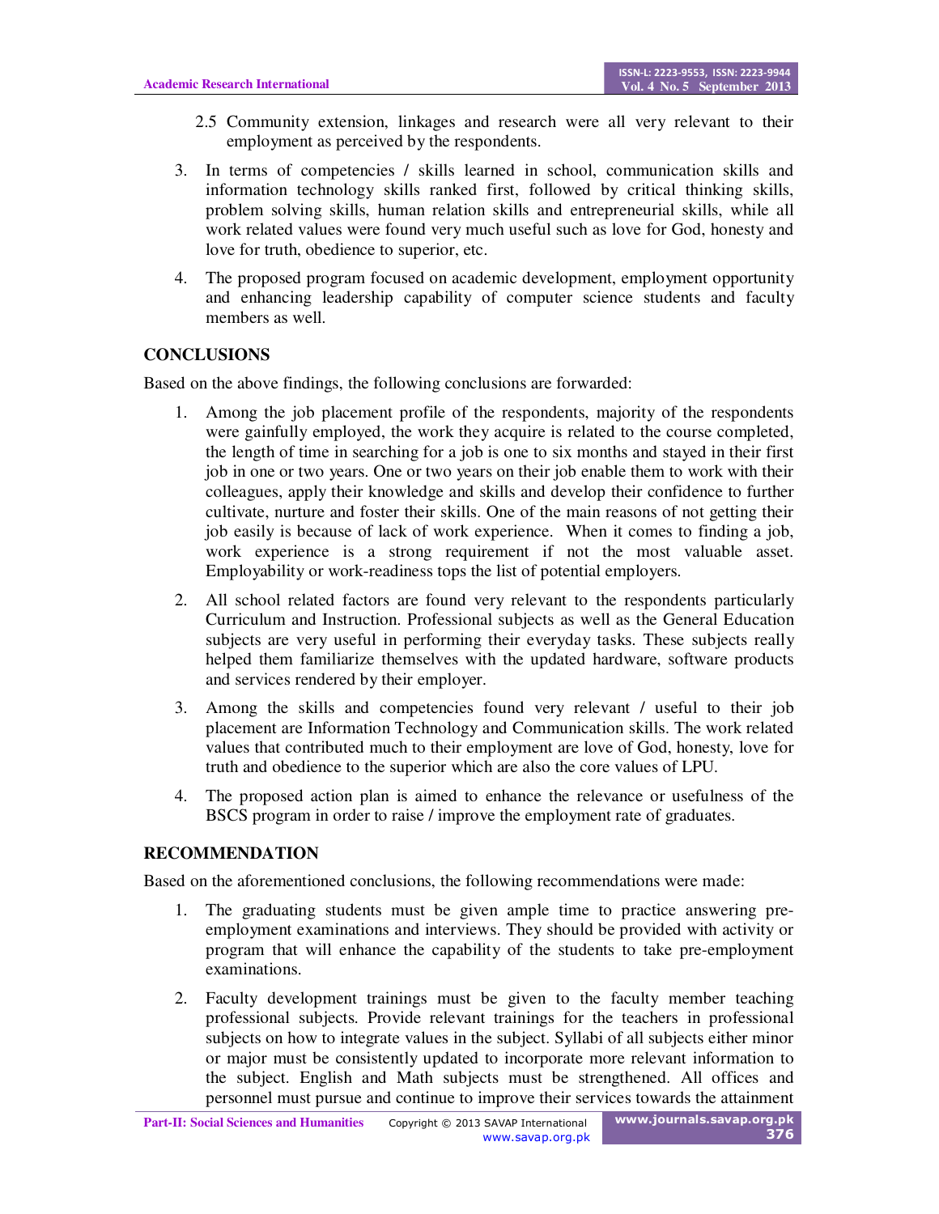2.5 Community extension, linkages and research were all very relevant to their employment as perceived by the respondents.

3. In terms of competencies / skills learned in school, communication skills and information technology skills ranked first, followed by critical thinking skills, problem solving skills, human relation skills and entrepreneurial skills, while all work related values were found very much useful such as love for God, honesty and love for truth, obedience to superior, etc.

4. The proposed program focused on academic development, employment opportunity and enhancing leadership capability of computer science students and faculty members as well.

## CONCLUSIONS

Based on the above findings, the following conclusions are forwarded:

1. Among the job placement profile of the respondents, majority of the respondents were gainfully employed, the work they acquire is related to the course completed, the length of time in searching for a job is one to six months and stayed in their first job in one or two years. One or two years on their job enable them to work with their colleagues, apply their knowledge and skills and develop their confidence to further cultivate, nurture and foster their skills. One of the main reasons of not getting their job easily is because of lack of work experience. When it comes to finding a job, work experience is a strong requirement if not the most valuable asset. Employability or work-readiness tops the list of potential employers.

2. All school related factors are found very relevant to the respondents particularly Curriculum and Instruction. Professional subjects as well as the General Education subjects are very useful in performing their everyday tasks. These subjects really helped them familiarize themselves with the updated hardware, software products and services rendered by their employer.

3. Among the skills and competencies found very relevant / useful to their job placement are Information Technology and Communication skills. The work related values that contributed much to their employment are love of God, honesty, love for truth and obedience to the superior which are also the core values of LPU.

4. The proposed action plan is aimed to enhance the relevance or usefulness of the BSCS program in order to raise / improve the employment rate of graduates.

## RECOMMENDATION

Based on the aforementioned conclusions, the following recommendations were made:

1. The graduating students must be given ample time to practice answering pre-employment examinations and interviews. They should be provided with activity or program that will enhance the capability of the students to take pre-employment examinations.

2. Faculty development trainings must be given to the faculty member teaching professional subjects. Provide relevant trainings for the teachers in professional subjects on how to integrate values in the subject. Syllabi of all subjects either minor or major must be consistently updated to incorporate more relevant information to the subject. English and Math subjects must be strengthened. All offices and personnel must pursue and continue to improve their services towards the attainment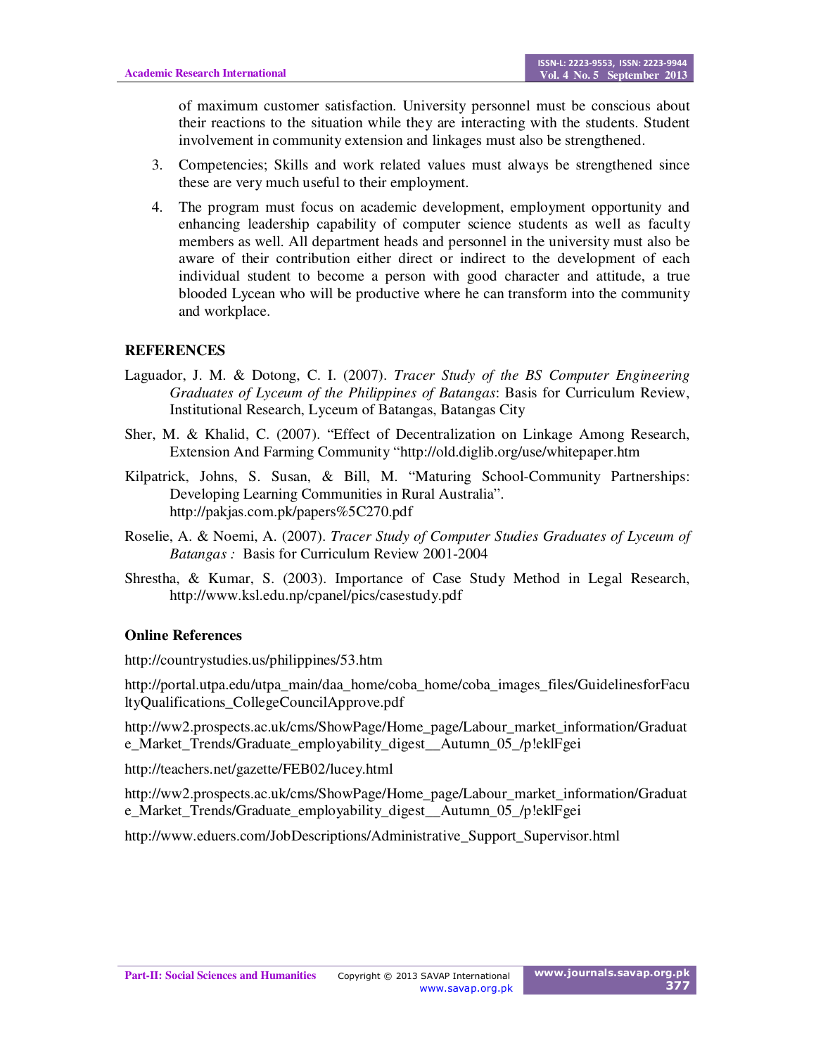of maximum customer satisfaction. University personnel must be conscious about their reactions to the situation while they are interacting with the students. Student involvement in community extension and linkages must also be strengthened.

3. Competencies; Skills and work related values must always be strengthened since these are very much useful to their employment.

4. The program must focus on academic development, employment opportunity and enhancing leadership capability of computer science students as well as faculty members as well. All department heads and personnel in the university must also be aware of their contribution either direct or indirect to the development of each individual student to become a person with good character and attitude, a true blooded Lycean who will be productive where he can transform into the community and workplace.

## REFERENCES

Laguador, J. M. & Dotong, C. I. (2007). *Tracer Study of the BS Computer Engineering Graduates of Lyceum of the Philippines of Batangas*: Basis for Curriculum Review, Institutional Research, Lyceum of Batangas, Batangas City

Sher, M. & Khalid, C. (2007). "Effect of Decentralization on Linkage Among Research, Extension And Farming Community "http://old.diglib.org/use/whitepaper.htm

Kilpatrick, Johns, S. Susan, & Bill, M. "Maturing School-Community Partnerships: Developing Learning Communities in Rural Australia". http://pakjas.com.pk/papers%5C270.pdf

Roselie, A. & Noemi, A. (2007). *Tracer Study of Computer Studies Graduates of Lyceum of Batangas :* Basis for Curriculum Review 2001-2004

Shrestha, & Kumar, S. (2003). Importance of Case Study Method in Legal Research, http://www.ksl.edu.np/cpanel/pics/casestudy.pdf

### Online References

http://countrystudies.us/philippines/53.htm

http://portal.utpa.edu/utpa_main/daa_home/coba_home/coba_images_files/GuidelinesforFacultyQualifications_CollegeCouncilApprove.pdf

http://ww2.prospects.ac.uk/cms/ShowPage/Home_page/Labour_market_information/Graduate_Market_Trends/Graduate_employability_digest__Autumn_05_/p!eklFgei

http://teachers.net/gazette/FEB02/lucey.html

http://ww2.prospects.ac.uk/cms/ShowPage/Home_page/Labour_market_information/Graduate_Market_Trends/Graduate_employability_digest__Autumn_05_/p!eklFgei

http://www.eduers.com/JobDescriptions/Administrative_Support_Supervisor.html